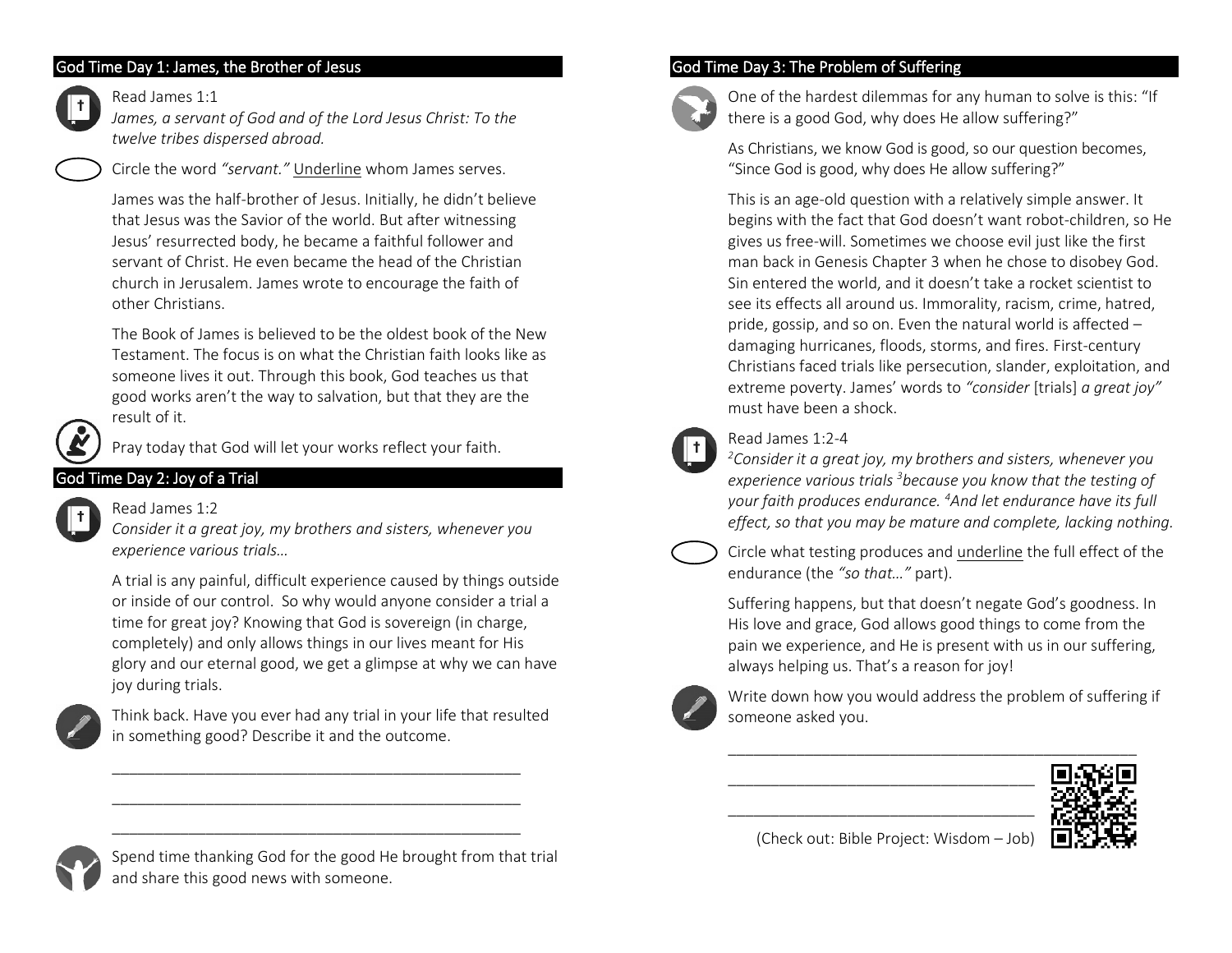## God Time Day 1: James, the Brother of Jesus

Read James 1:1

*James, a servant of God and of the Lord Jesus Christ: To the twelve tribes dispersed abroad.*

Circle the word *"servant."* Underline whom James serves.

James was the half-brother of Jesus. Initially, he didn't believe that Jesus was the Savior of the world. But after witnessing Jesus' resurrected body, he became a faithful follower and servant of Christ. He even became the head of the Christian church in Jerusalem. James wrote to encourage the faith of other Christians.

The Book of James is believed to be the oldest book of the New Testament. The focus is on what the Christian faith looks like as someone lives it out. Through this book, God teaches us that good works aren't the way to salvation, but that they are the result of it.

Pray today that God will let your works reflect your faith.

## God Time Day 2: Joy of a Trial

Read James 1:2

*Consider it a great joy, my brothers and sisters, whenever you experience various trials…*

A trial is any painful, difficult experience caused by things outside or inside of our control. So why would anyone consider a trial a time for great joy? Knowing that God is sovereign (in charge, completely) and only allows things in our lives meant for His glory and our eternal good, we get a glimpse at why we can have joy during trials.

Think back. Have you ever had any trial in your life that resulted in something good? Describe it and the outcome.

\_\_\_\_\_\_\_\_\_\_\_\_\_\_\_\_\_\_\_\_\_\_\_\_\_\_\_\_\_\_\_\_\_\_\_\_\_\_\_\_\_\_\_\_\_\_\_\_

\_\_\_\_\_\_\_\_\_\_\_\_\_\_\_\_\_\_\_\_\_\_\_\_\_\_\_\_\_\_\_\_\_\_\_\_\_\_\_\_\_\_\_\_\_\_\_\_

\_\_\_\_\_\_\_\_\_\_\_\_\_\_\_\_\_\_\_\_\_\_\_\_\_\_\_\_\_\_\_\_\_\_\_\_\_\_\_\_\_\_\_\_\_\_\_\_

Spend time thanking God for the good He brought from that trial and share this good news with someone.

## God Time Day 3: The Problem of Suffering

One of the hardest dilemmas for any human to solve is this: "If there is a good God, why does He allow suffering?"

As Christians, we know God is good, so our question becomes, "Since God is good, why does He allow suffering?"

This is an age-old question with a relatively simple answer. It begins with the fact that God doesn't want robot-children, so He gives us free-will. Sometimes we choose evil just like the first man back in Genesis Chapter 3 when he chose to disobey God. Sin entered the world, and it doesn't take a rocket scientist to see its effects all around us. Immorality, racism, crime, hatred, pride, gossip, and so on. Even the natural world is affected – damaging hurricanes, floods, storms, and fires. First-century Christians faced trials like persecution, slander, exploitation, and extreme poverty. James' words to *"consider* [trials] *a great joy"* must have been a shock.

Read James 1:2-4

*[2]Consider it a great joy, my brothers and sisters, whenever you experience various trials [3]because you know that the testing of your faith produces endurance. [4]And let endurance have its full effect, so that you may be mature and complete, lacking nothing.*

Circle what testing produces and underline the full effect of the endurance (the *"so that…"* part).

Suffering happens, but that doesn't negate God's goodness. In His love and grace, God allows good things to come from the pain we experience, and He is present with us in our suffering, always helping us. That's a reason for joy!

Write down how you would address the problem of suffering if someone asked you.

\_\_\_\_\_\_\_\_\_\_\_\_\_\_\_\_\_\_\_\_\_\_\_\_\_\_\_\_\_\_\_\_\_\_\_\_\_\_\_\_\_\_\_\_\_\_\_\_

\_\_\_\_\_\_\_\_\_\_\_\_\_\_\_\_\_\_\_\_\_\_\_\_\_\_\_\_\_\_\_\_\_\_\_\_

\_\_\_\_\_\_\_\_\_\_\_\_\_\_\_\_\_\_\_\_\_\_\_\_\_\_\_\_\_\_\_\_\_\_\_\_

(Check out: Bible Project: Wisdom – Job)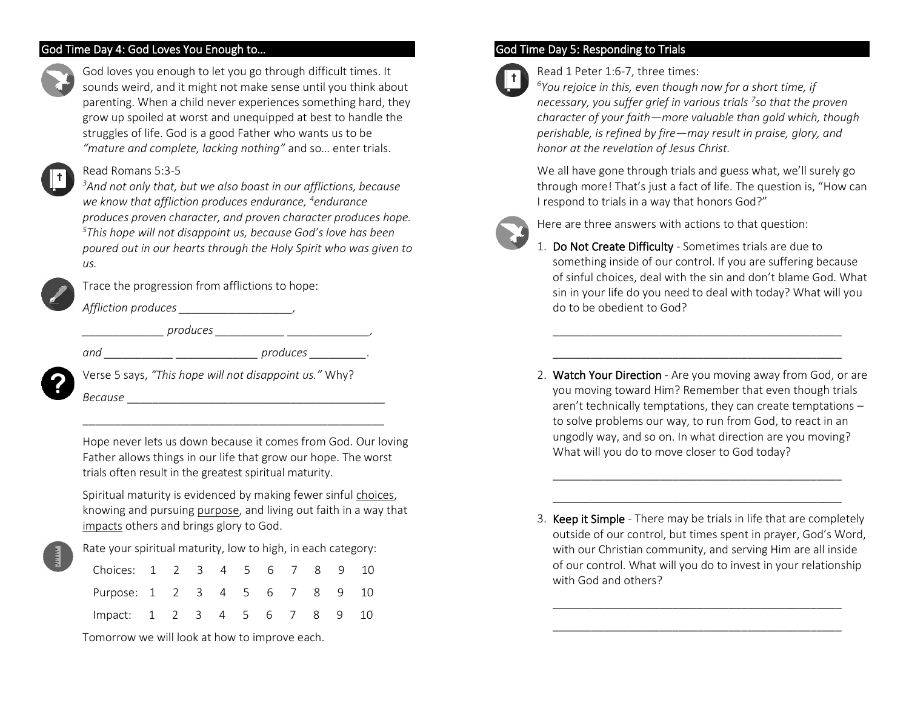## God Time Day 4: God Loves You Enough to…

God loves you enough to let you go through difficult times. It sounds weird, and it might not make sense until you think about parenting. When a child never experiences something hard, they grow up spoiled at worst and unequipped at best to handle the struggles of life. God is a good Father who wants us to be *"mature and complete, lacking nothing"* and so… enter trials.

Read Romans 5:3-5

*[3]And not only that, but we also boast in our afflictions, because we know that affliction produces endurance, [4]endurance produces proven character, and proven character produces hope. [5]This hope will not disappoint us, because God's love has been poured out in our hearts through the Holy Spirit who was given to us.*

Trace the progression from afflictions to hope:

*Affliction produces* __________________,

_____________ *produces* ___________ _____________,

*and* ___________ _____________ *produces* _________.

Verse 5 says, *"This hope will not disappoint us."* Why?

*Because* _________________________________________

_________________________________________________

Hope never lets us down because it comes from God. Our loving Father allows things in our life that grow our hope. The worst trials often result in the greatest spiritual maturity.

Spiritual maturity is evidenced by making fewer sinful <u>choices</u>, knowing and pursuing <u>purpose</u>, and living out faith in a way that <u>impacts</u> others and brings glory to God.

Rate your spiritual maturity, low to high, in each category:

| | | | | | | | | | | |
|---|---|---|---|---|---|---|---|---|---|---|
| Choices: | 1 | 2 | 3 | 4 | 5 | 6 | 7 | 8 | 9 | 10 |
| Purpose: | 1 | 2 | 3 | 4 | 5 | 6 | 7 | 8 | 9 | 10 |
| Impact: | 1 | 2 | 3 | 4 | 5 | 6 | 7 | 8 | 9 | 10 |

Tomorrow we will look at how to improve each.

## God Time Day 5: Responding to Trials

Read 1 Peter 1:6-7, three times:

*[6]You rejoice in this, even though now for a short time, if necessary, you suffer grief in various trials [7]so that the proven character of your faith—more valuable than gold which, though perishable, is refined by fire—may result in praise, glory, and honor at the revelation of Jesus Christ.*

We all have gone through trials and guess what, we'll surely go through more! That's just a fact of life. The question is, "How can I respond to trials in a way that honors God?"

Here are three answers with actions to that question:

1. **Do Not Create Difficulty** - Sometimes trials are due to something inside of our control. If you are suffering because of sinful choices, deal with the sin and don't blame God. What sin in your life do you need to deal with today? What will you do to be obedient to God?

   _______________________________________________

   _______________________________________________

2. **Watch Your Direction** - Are you moving away from God, or are you moving toward Him? Remember that even though trials aren't technically temptations, they can create temptations – to solve problems our way, to run from God, to react in an ungodly way, and so on. In what direction are you moving? What will you do to move closer to God today?

   _______________________________________________

   _______________________________________________

3. **Keep it Simple** - There may be trials in life that are completely outside of our control, but times spent in prayer, God's Word, with our Christian community, and serving Him are all inside of our control. What will you do to invest in your relationship with God and others?

   _______________________________________________

   _______________________________________________